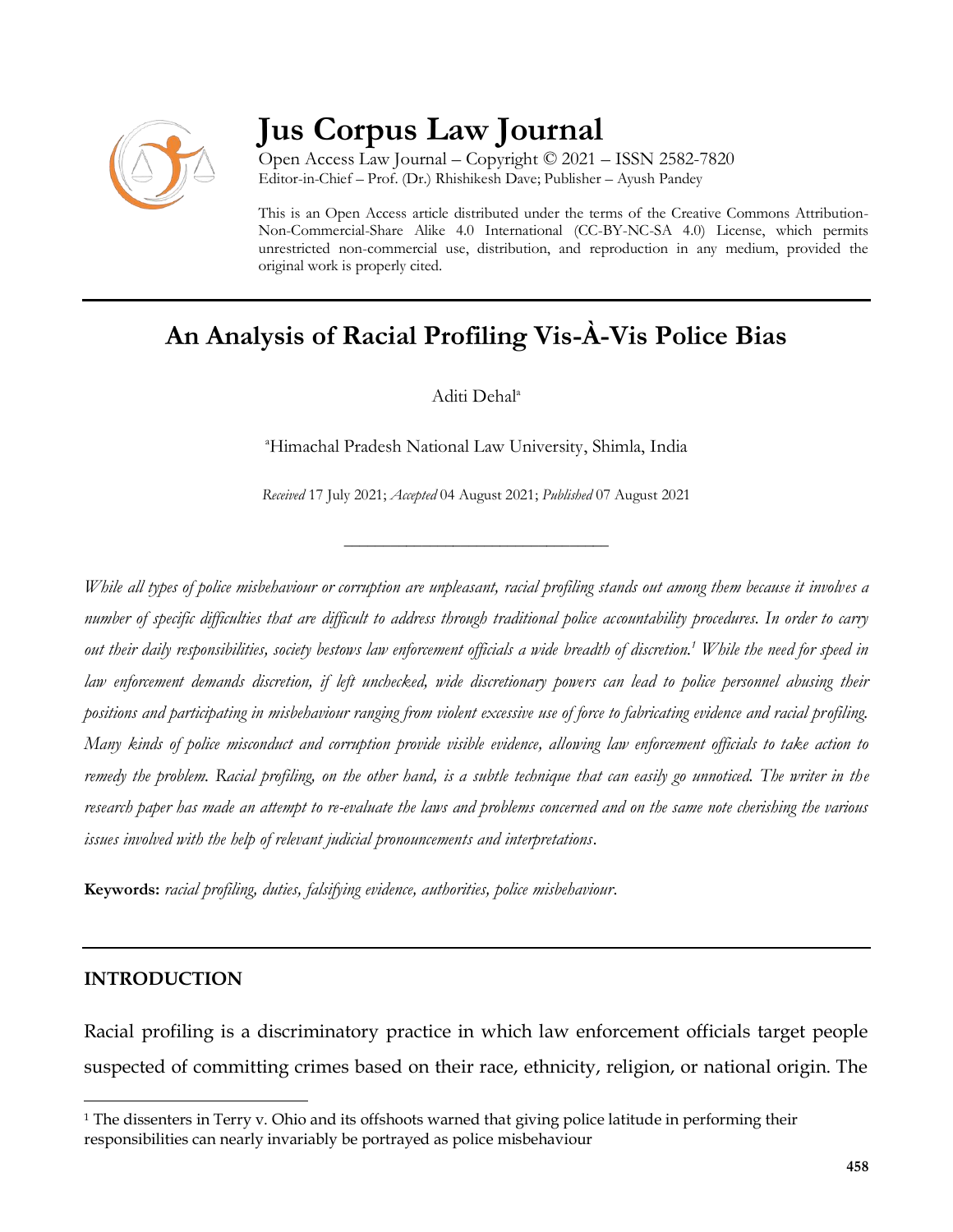# Jus Corpus Law Journal

Open Access Law Journal – Copyright © 2021 – ISSN 2582-7820
Editor-in-Chief – Prof. (Dr.) Rhishikesh Dave; Publisher – Ayush Pandey

This is an Open Access article distributed under the terms of the Creative Commons Attribution-Non-Commercial-Share Alike 4.0 International (CC-BY-NC-SA 4.0) License, which permits unrestricted non-commercial use, distribution, and reproduction in any medium, provided the original work is properly cited.

## An Analysis of Racial Profiling Vis-À-Vis Police Bias

Aditi Dehal[a]

[a]Himachal Pradesh National Law University, Shimla, India

*Received* 17 July 2021; *Accepted* 04 August 2021; *Published* 07 August 2021

*While all types of police misbehaviour or corruption are unpleasant, racial profiling stands out among them because it involves a number of specific difficulties that are difficult to address through traditional police accountability procedures. In order to carry out their daily responsibilities, society bestows law enforcement officials a wide breadth of discretion.[1] While the need for speed in law enforcement demands discretion, if left unchecked, wide discretionary powers can lead to police personnel abusing their positions and participating in misbehaviour ranging from violent excessive use of force to fabricating evidence and racial profiling. Many kinds of police misconduct and corruption provide visible evidence, allowing law enforcement officials to take action to remedy the problem. Racial profiling, on the other hand, is a subtle technique that can easily go unnoticed. The writer in the research paper has made an attempt to re-evaluate the laws and problems concerned and on the same note cherishing the various issues involved with the help of relevant judicial pronouncements and interpretations*.

**Keywords:** *racial profiling, duties, falsifying evidence, authorities, police misbehaviour.*

## INTRODUCTION

Racial profiling is a discriminatory practice in which law enforcement officials target people suspected of committing crimes based on their race, ethnicity, religion, or national origin. The

[1] The dissenters in Terry v. Ohio and its offshoots warned that giving police latitude in performing their responsibilities can nearly invariably be portrayed as police misbehaviour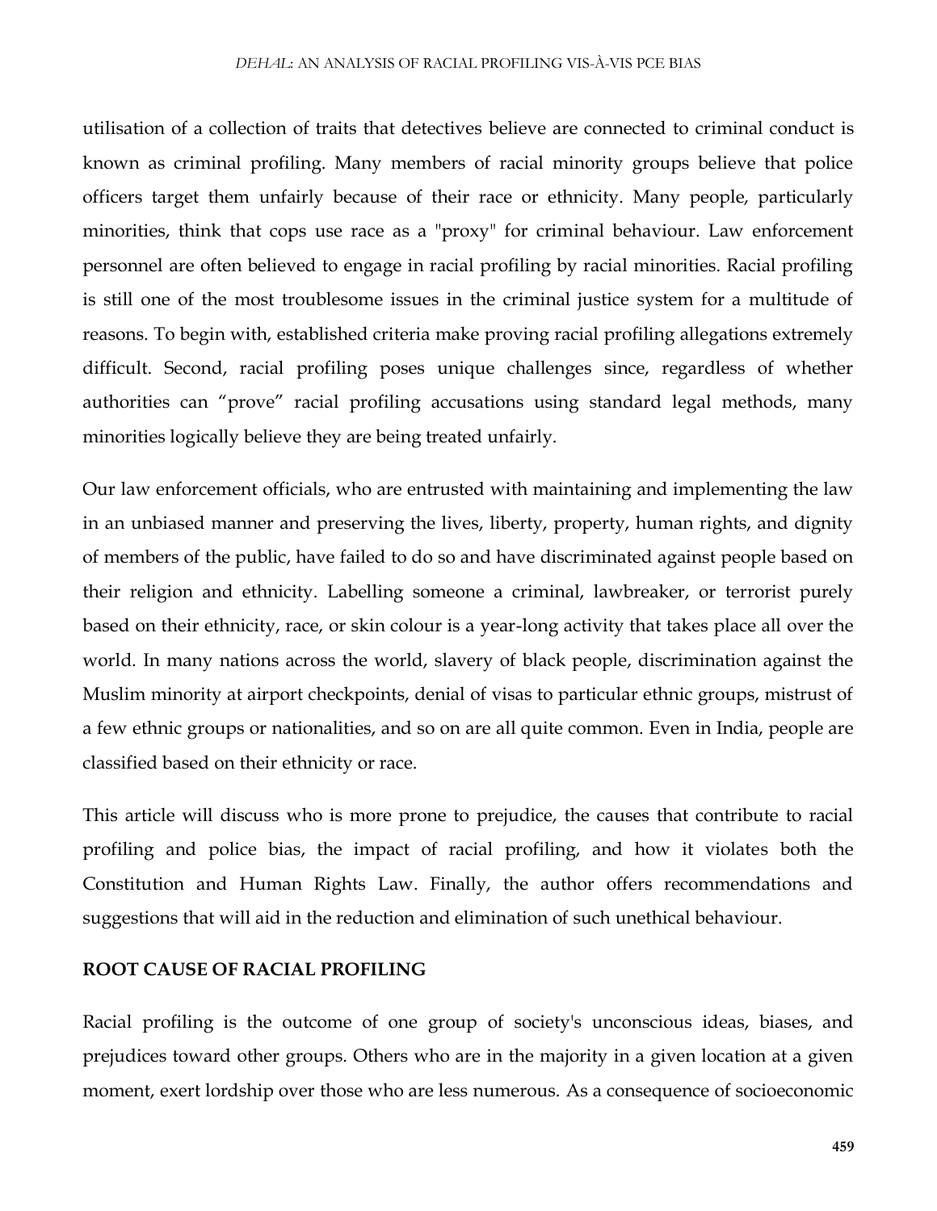utilisation of a collection of traits that detectives believe are connected to criminal conduct is known as criminal profiling. Many members of racial minority groups believe that police officers target them unfairly because of their race or ethnicity. Many people, particularly minorities, think that cops use race as a "proxy" for criminal behaviour. Law enforcement personnel are often believed to engage in racial profiling by racial minorities. Racial profiling is still one of the most troublesome issues in the criminal justice system for a multitude of reasons. To begin with, established criteria make proving racial profiling allegations extremely difficult. Second, racial profiling poses unique challenges since, regardless of whether authorities can "prove" racial profiling accusations using standard legal methods, many minorities logically believe they are being treated unfairly.

Our law enforcement officials, who are entrusted with maintaining and implementing the law in an unbiased manner and preserving the lives, liberty, property, human rights, and dignity of members of the public, have failed to do so and have discriminated against people based on their religion and ethnicity. Labelling someone a criminal, lawbreaker, or terrorist purely based on their ethnicity, race, or skin colour is a year-long activity that takes place all over the world. In many nations across the world, slavery of black people, discrimination against the Muslim minority at airport checkpoints, denial of visas to particular ethnic groups, mistrust of a few ethnic groups or nationalities, and so on are all quite common. Even in India, people are classified based on their ethnicity or race.

This article will discuss who is more prone to prejudice, the causes that contribute to racial profiling and police bias, the impact of racial profiling, and how it violates both the Constitution and Human Rights Law. Finally, the author offers recommendations and suggestions that will aid in the reduction and elimination of such unethical behaviour.

## ROOT CAUSE OF RACIAL PROFILING

Racial profiling is the outcome of one group of society's unconscious ideas, biases, and prejudices toward other groups. Others who are in the majority in a given location at a given moment, exert lordship over those who are less numerous. As a consequence of socioeconomic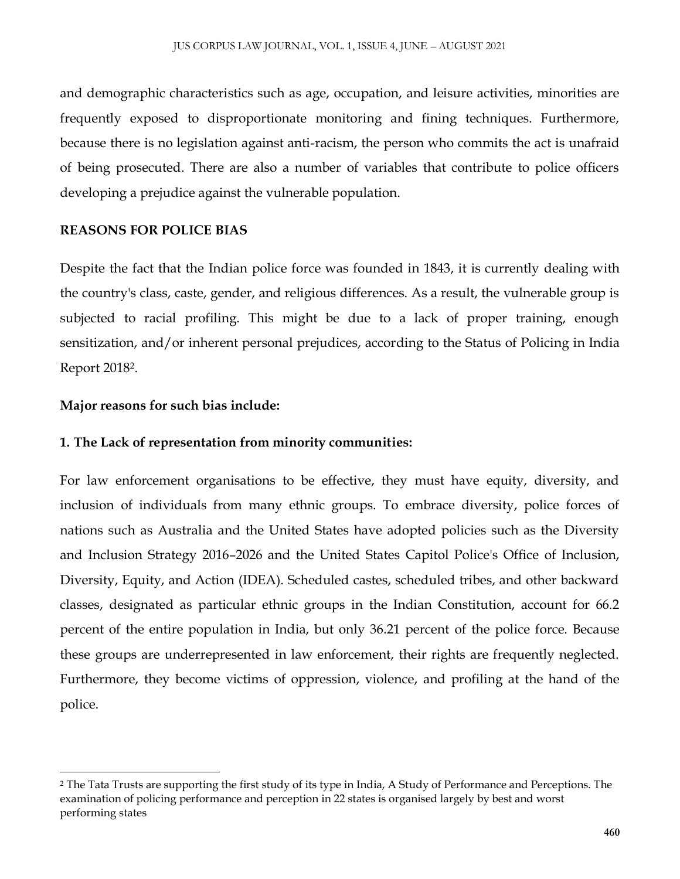and demographic characteristics such as age, occupation, and leisure activities, minorities are frequently exposed to disproportionate monitoring and fining techniques. Furthermore, because there is no legislation against anti-racism, the person who commits the act is unafraid of being prosecuted. There are also a number of variables that contribute to police officers developing a prejudice against the vulnerable population.

## REASONS FOR POLICE BIAS

Despite the fact that the Indian police force was founded in 1843, it is currently dealing with the country's class, caste, gender, and religious differences. As a result, the vulnerable group is subjected to racial profiling. This might be due to a lack of proper training, enough sensitization, and/or inherent personal prejudices, according to the Status of Policing in India Report 2018[2].

**Major reasons for such bias include:**

### 1. The Lack of representation from minority communities:

For law enforcement organisations to be effective, they must have equity, diversity, and inclusion of individuals from many ethnic groups. To embrace diversity, police forces of nations such as Australia and the United States have adopted policies such as the Diversity and Inclusion Strategy 2016–2026 and the United States Capitol Police's Office of Inclusion, Diversity, Equity, and Action (IDEA). Scheduled castes, scheduled tribes, and other backward classes, designated as particular ethnic groups in the Indian Constitution, account for 66.2 percent of the entire population in India, but only 36.21 percent of the police force. Because these groups are underrepresented in law enforcement, their rights are frequently neglected. Furthermore, they become victims of oppression, violence, and profiling at the hand of the police.

---

[2] The Tata Trusts are supporting the first study of its type in India, A Study of Performance and Perceptions. The examination of policing performance and perception in 22 states is organised largely by best and worst performing states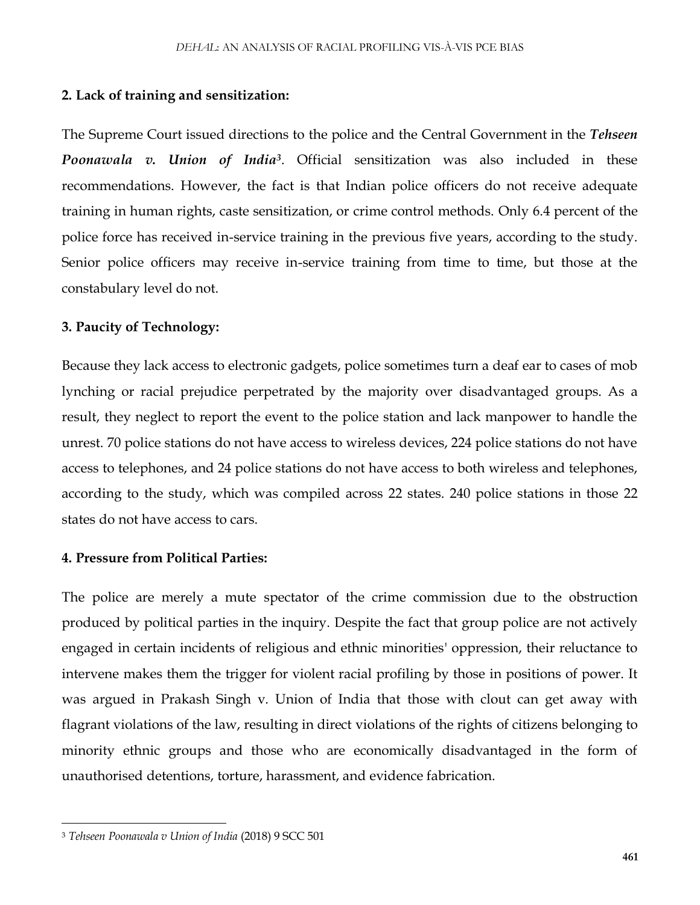**2. Lack of training and sensitization:**

The Supreme Court issued directions to the police and the Central Government in the ***Tehseen Poonawala v. Union of India***[3]. Official sensitization was also included in these recommendations. However, the fact is that Indian police officers do not receive adequate training in human rights, caste sensitization, or crime control methods. Only 6.4 percent of the police force has received in-service training in the previous five years, according to the study. Senior police officers may receive in-service training from time to time, but those at the constabulary level do not.

**3. Paucity of Technology:**

Because they lack access to electronic gadgets, police sometimes turn a deaf ear to cases of mob lynching or racial prejudice perpetrated by the majority over disadvantaged groups. As a result, they neglect to report the event to the police station and lack manpower to handle the unrest. 70 police stations do not have access to wireless devices, 224 police stations do not have access to telephones, and 24 police stations do not have access to both wireless and telephones, according to the study, which was compiled across 22 states. 240 police stations in those 22 states do not have access to cars.

**4. Pressure from Political Parties:**

The police are merely a mute spectator of the crime commission due to the obstruction produced by political parties in the inquiry. Despite the fact that group police are not actively engaged in certain incidents of religious and ethnic minorities' oppression, their reluctance to intervene makes them the trigger for violent racial profiling by those in positions of power. It was argued in Prakash Singh v. Union of India that those with clout can get away with flagrant violations of the law, resulting in direct violations of the rights of citizens belonging to minority ethnic groups and those who are economically disadvantaged in the form of unauthorised detentions, torture, harassment, and evidence fabrication.

---

[3] *Tehseen Poonawala v Union of India* (2018) 9 SCC 501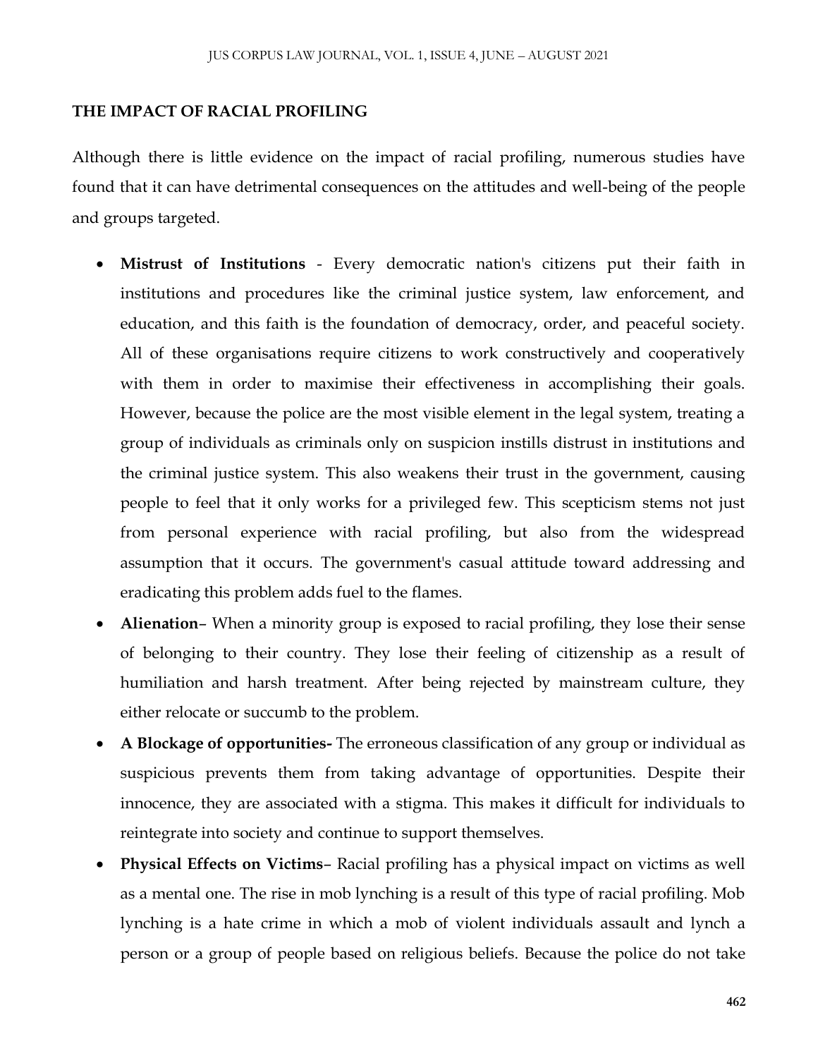**THE IMPACT OF RACIAL PROFILING**

Although there is little evidence on the impact of racial profiling, numerous studies have found that it can have detrimental consequences on the attitudes and well-being of the people and groups targeted.

- **Mistrust of Institutions** - Every democratic nation's citizens put their faith in institutions and procedures like the criminal justice system, law enforcement, and education, and this faith is the foundation of democracy, order, and peaceful society. All of these organisations require citizens to work constructively and cooperatively with them in order to maximise their effectiveness in accomplishing their goals. However, because the police are the most visible element in the legal system, treating a group of individuals as criminals only on suspicion instills distrust in institutions and the criminal justice system. This also weakens their trust in the government, causing people to feel that it only works for a privileged few. This scepticism stems not just from personal experience with racial profiling, but also from the widespread assumption that it occurs. The government's casual attitude toward addressing and eradicating this problem adds fuel to the flames.
- **Alienation**– When a minority group is exposed to racial profiling, they lose their sense of belonging to their country. They lose their feeling of citizenship as a result of humiliation and harsh treatment. After being rejected by mainstream culture, they either relocate or succumb to the problem.
- **A Blockage of opportunities-** The erroneous classification of any group or individual as suspicious prevents them from taking advantage of opportunities. Despite their innocence, they are associated with a stigma. This makes it difficult for individuals to reintegrate into society and continue to support themselves.
- **Physical Effects on Victims**– Racial profiling has a physical impact on victims as well as a mental one. The rise in mob lynching is a result of this type of racial profiling. Mob lynching is a hate crime in which a mob of violent individuals assault and lynch a person or a group of people based on religious beliefs. Because the police do not take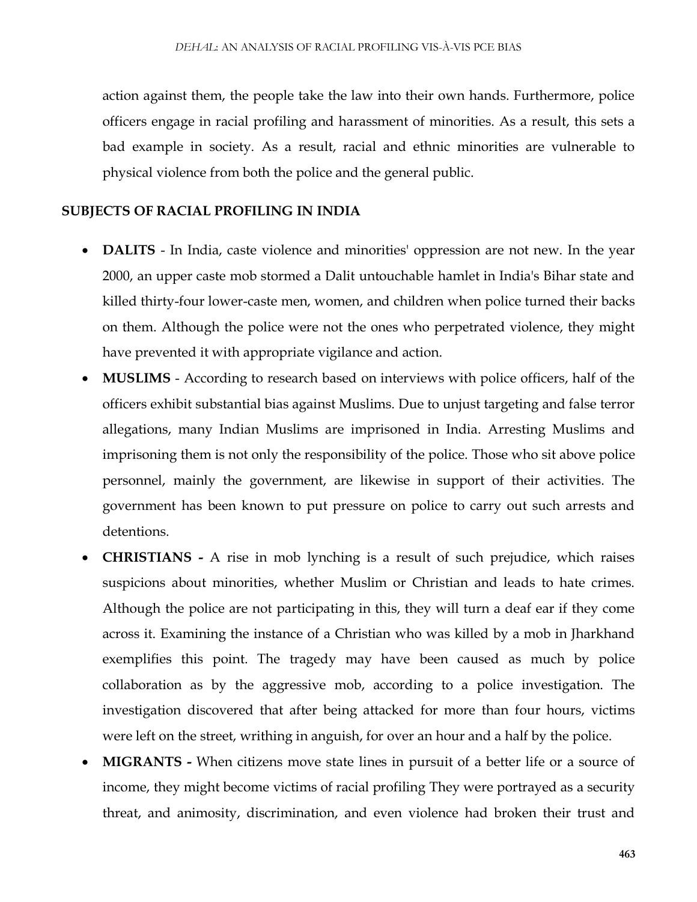action against them, the people take the law into their own hands. Furthermore, police officers engage in racial profiling and harassment of minorities. As a result, this sets a bad example in society. As a result, racial and ethnic minorities are vulnerable to physical violence from both the police and the general public.

## SUBJECTS OF RACIAL PROFILING IN INDIA

- **DALITS** - In India, caste violence and minorities' oppression are not new. In the year 2000, an upper caste mob stormed a Dalit untouchable hamlet in India's Bihar state and killed thirty-four lower-caste men, women, and children when police turned their backs on them. Although the police were not the ones who perpetrated violence, they might have prevented it with appropriate vigilance and action.
- **MUSLIMS** - According to research based on interviews with police officers, half of the officers exhibit substantial bias against Muslims. Due to unjust targeting and false terror allegations, many Indian Muslims are imprisoned in India. Arresting Muslims and imprisoning them is not only the responsibility of the police. Those who sit above police personnel, mainly the government, are likewise in support of their activities. The government has been known to put pressure on police to carry out such arrests and detentions.
- **CHRISTIANS -** A rise in mob lynching is a result of such prejudice, which raises suspicions about minorities, whether Muslim or Christian and leads to hate crimes. Although the police are not participating in this, they will turn a deaf ear if they come across it. Examining the instance of a Christian who was killed by a mob in Jharkhand exemplifies this point. The tragedy may have been caused as much by police collaboration as by the aggressive mob, according to a police investigation. The investigation discovered that after being attacked for more than four hours, victims were left on the street, writhing in anguish, for over an hour and a half by the police.
- **MIGRANTS -** When citizens move state lines in pursuit of a better life or a source of income, they might become victims of racial profiling They were portrayed as a security threat, and animosity, discrimination, and even violence had broken their trust and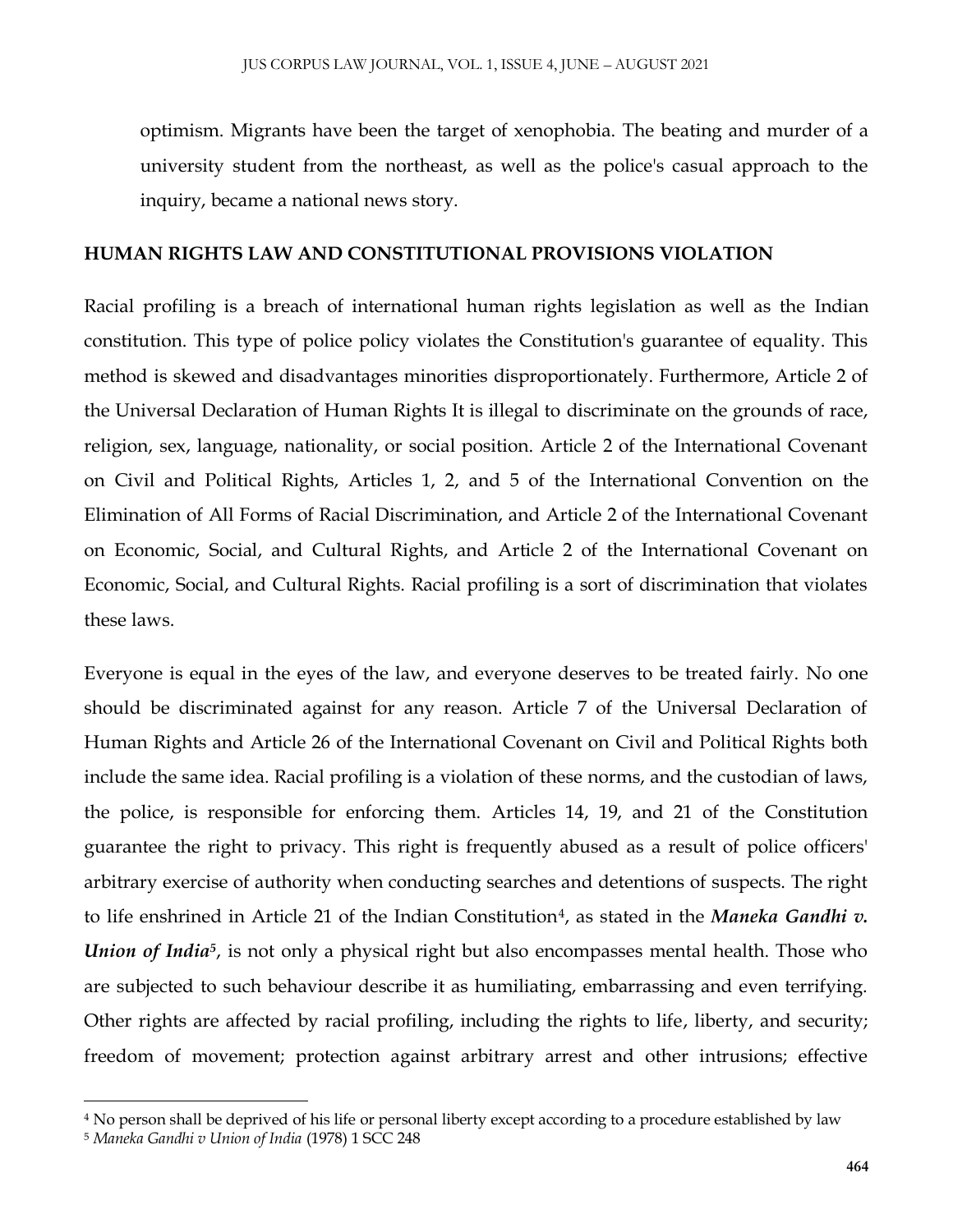optimism. Migrants have been the target of xenophobia. The beating and murder of a university student from the northeast, as well as the police's casual approach to the inquiry, became a national news story.

## HUMAN RIGHTS LAW AND CONSTITUTIONAL PROVISIONS VIOLATION

Racial profiling is a breach of international human rights legislation as well as the Indian constitution. This type of police policy violates the Constitution's guarantee of equality. This method is skewed and disadvantages minorities disproportionately. Furthermore, Article 2 of the Universal Declaration of Human Rights It is illegal to discriminate on the grounds of race, religion, sex, language, nationality, or social position. Article 2 of the International Covenant on Civil and Political Rights, Articles 1, 2, and 5 of the International Convention on the Elimination of All Forms of Racial Discrimination, and Article 2 of the International Covenant on Economic, Social, and Cultural Rights, and Article 2 of the International Covenant on Economic, Social, and Cultural Rights. Racial profiling is a sort of discrimination that violates these laws.

Everyone is equal in the eyes of the law, and everyone deserves to be treated fairly. No one should be discriminated against for any reason. Article 7 of the Universal Declaration of Human Rights and Article 26 of the International Covenant on Civil and Political Rights both include the same idea. Racial profiling is a violation of these norms, and the custodian of laws, the police, is responsible for enforcing them. Articles 14, 19, and 21 of the Constitution guarantee the right to privacy. This right is frequently abused as a result of police officers' arbitrary exercise of authority when conducting searches and detentions of suspects. The right to life enshrined in Article 21 of the Indian Constitution[4], as stated in the ***Maneka Gandhi v. Union of India***[5], is not only a physical right but also encompasses mental health. Those who are subjected to such behaviour describe it as humiliating, embarrassing and even terrifying. Other rights are affected by racial profiling, including the rights to life, liberty, and security; freedom of movement; protection against arbitrary arrest and other intrusions; effective

---

[4] No person shall be deprived of his life or personal liberty except according to a procedure established by law

[5] *Maneka Gandhi v Union of India* (1978) 1 SCC 248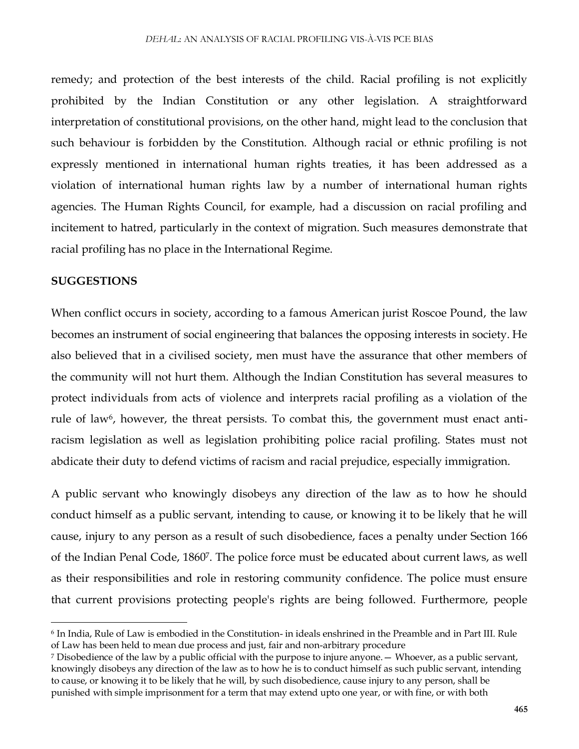remedy; and protection of the best interests of the child. Racial profiling is not explicitly prohibited by the Indian Constitution or any other legislation. A straightforward interpretation of constitutional provisions, on the other hand, might lead to the conclusion that such behaviour is forbidden by the Constitution. Although racial or ethnic profiling is not expressly mentioned in international human rights treaties, it has been addressed as a violation of international human rights law by a number of international human rights agencies. The Human Rights Council, for example, had a discussion on racial profiling and incitement to hatred, particularly in the context of migration. Such measures demonstrate that racial profiling has no place in the International Regime.

**SUGGESTIONS**

When conflict occurs in society, according to a famous American jurist Roscoe Pound, the law becomes an instrument of social engineering that balances the opposing interests in society. He also believed that in a civilised society, men must have the assurance that other members of the community will not hurt them. Although the Indian Constitution has several measures to protect individuals from acts of violence and interprets racial profiling as a violation of the rule of law[6], however, the threat persists. To combat this, the government must enact anti-racism legislation as well as legislation prohibiting police racial profiling. States must not abdicate their duty to defend victims of racism and racial prejudice, especially immigration.

A public servant who knowingly disobeys any direction of the law as to how he should conduct himself as a public servant, intending to cause, or knowing it to be likely that he will cause, injury to any person as a result of such disobedience, faces a penalty under Section 166 of the Indian Penal Code, 1860[7]. The police force must be educated about current laws, as well as their responsibilities and role in restoring community confidence. The police must ensure that current provisions protecting people's rights are being followed. Furthermore, people

---

[6] In India, Rule of Law is embodied in the Constitution- in ideals enshrined in the Preamble and in Part III. Rule of Law has been held to mean due process and just, fair and non-arbitrary procedure

[7] Disobedience of the law by a public official with the purpose to injure anyone.— Whoever, as a public servant, knowingly disobeys any direction of the law as to how he is to conduct himself as such public servant, intending to cause, or knowing it to be likely that he will, by such disobedience, cause injury to any person, shall be punished with simple imprisonment for a term that may extend upto one year, or with fine, or with both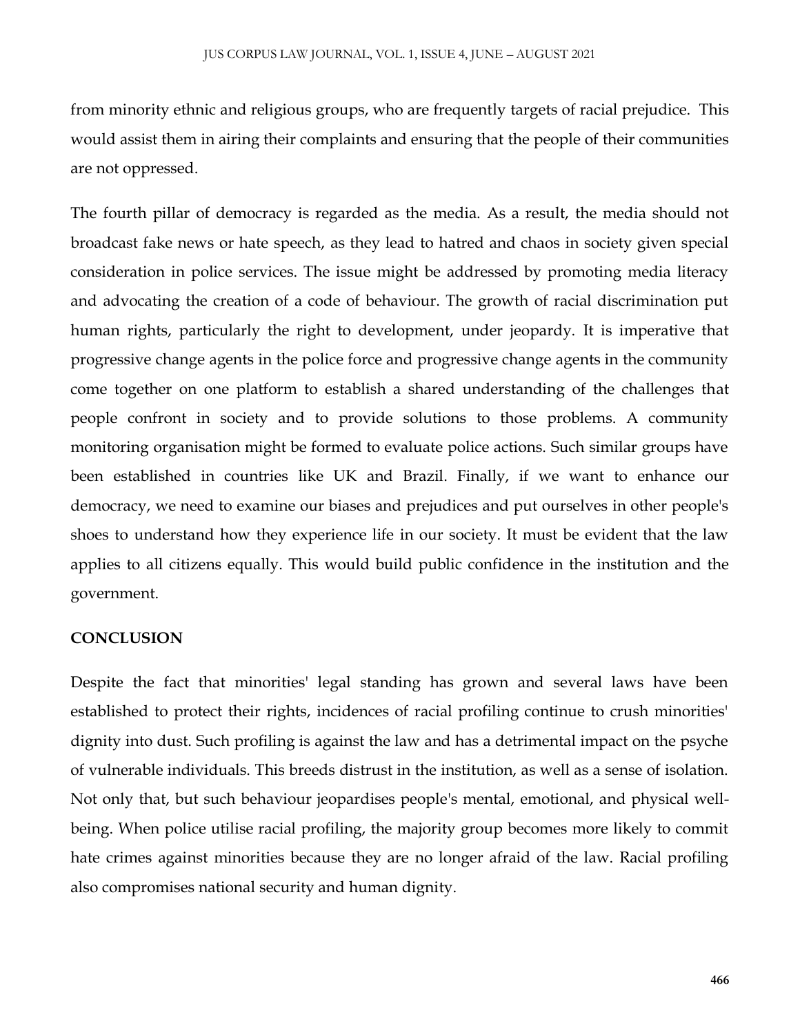from minority ethnic and religious groups, who are frequently targets of racial prejudice. This would assist them in airing their complaints and ensuring that the people of their communities are not oppressed.

The fourth pillar of democracy is regarded as the media. As a result, the media should not broadcast fake news or hate speech, as they lead to hatred and chaos in society given special consideration in police services. The issue might be addressed by promoting media literacy and advocating the creation of a code of behaviour. The growth of racial discrimination put human rights, particularly the right to development, under jeopardy. It is imperative that progressive change agents in the police force and progressive change agents in the community come together on one platform to establish a shared understanding of the challenges that people confront in society and to provide solutions to those problems. A community monitoring organisation might be formed to evaluate police actions. Such similar groups have been established in countries like UK and Brazil. Finally, if we want to enhance our democracy, we need to examine our biases and prejudices and put ourselves in other people's shoes to understand how they experience life in our society. It must be evident that the law applies to all citizens equally. This would build public confidence in the institution and the government.

## CONCLUSION

Despite the fact that minorities' legal standing has grown and several laws have been established to protect their rights, incidences of racial profiling continue to crush minorities' dignity into dust. Such profiling is against the law and has a detrimental impact on the psyche of vulnerable individuals. This breeds distrust in the institution, as well as a sense of isolation. Not only that, but such behaviour jeopardises people's mental, emotional, and physical well-being. When police utilise racial profiling, the majority group becomes more likely to commit hate crimes against minorities because they are no longer afraid of the law. Racial profiling also compromises national security and human dignity.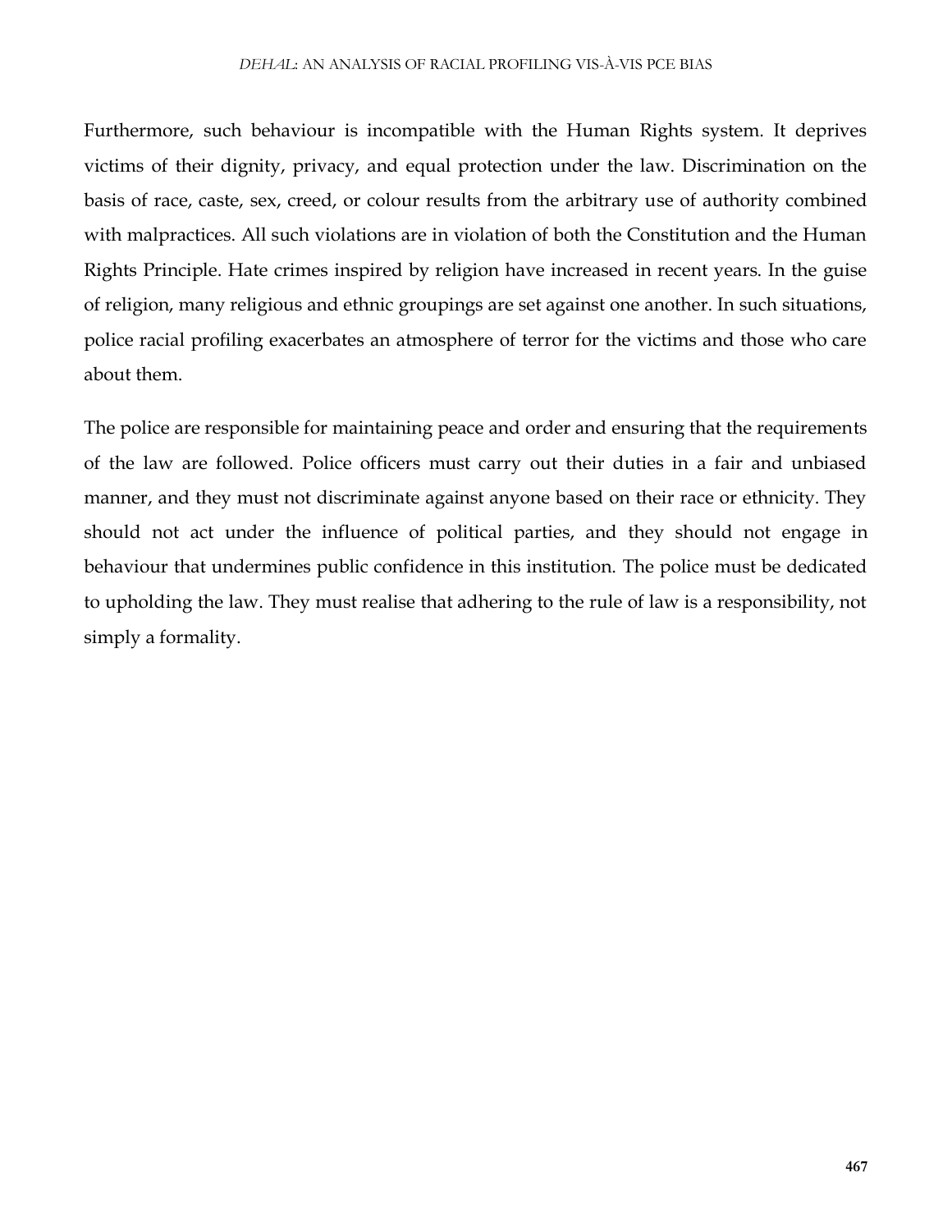Furthermore, such behaviour is incompatible with the Human Rights system. It deprives victims of their dignity, privacy, and equal protection under the law. Discrimination on the basis of race, caste, sex, creed, or colour results from the arbitrary use of authority combined with malpractices. All such violations are in violation of both the Constitution and the Human Rights Principle. Hate crimes inspired by religion have increased in recent years. In the guise of religion, many religious and ethnic groupings are set against one another. In such situations, police racial profiling exacerbates an atmosphere of terror for the victims and those who care about them.

The police are responsible for maintaining peace and order and ensuring that the requirements of the law are followed. Police officers must carry out their duties in a fair and unbiased manner, and they must not discriminate against anyone based on their race or ethnicity. They should not act under the influence of political parties, and they should not engage in behaviour that undermines public confidence in this institution. The police must be dedicated to upholding the law. They must realise that adhering to the rule of law is a responsibility, not simply a formality.